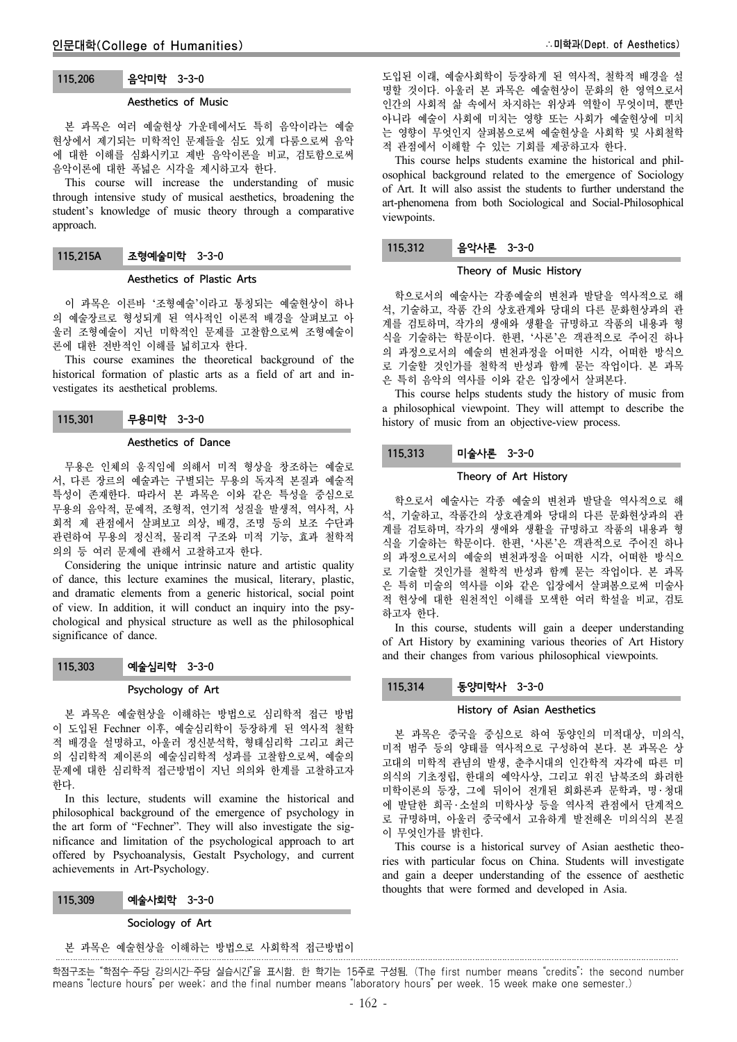## 115.206 음악미학 3-3-0

### Aesthetics of Music

본 과목은 여러 예술현상 가운데에서도 특히 음악이라는 예술 현상에서 제기되는 미학적인 문제들을 심도 있게 다룸으로써 음악에 대한 이해를 심화시키고 제반 음악이론을 비교, 검토함으로써 음악이론에 대한 폭넓은 시각을 제시하고자 한다.

This course will increase the understanding of music through intensive study of musical aesthetics, broadening the student's knowledge of music theory through a comparative approach.

## 115.215A 조형예술미학 3-3-0

### Aesthetics of Plastic Arts

이 과목은 이른바 '조형예술'이라고 통칭되는 예술현상이 하나의 예술장르로 형성되게 된 역사적인 이론적 배경을 살펴보고 아울러 조형예술이 지닌 미학적인 문제를 고찰함으로써 조형예술이론에 대한 전반적인 이해를 넓히고자 한다.

This course examines the theoretical background of the historical formation of plastic arts as a field of art and investigates its aesthetical problems.

## 115.301 무용미학 3-3-0

### Aesthetics of Dance

무용은 인체의 움직임에 의해서 미적 형상을 창조하는 예술로서, 다른 장르의 예술과는 구별되는 무용의 독자적 본질과 예술적 특성이 존재한다. 따라서 본 과목은 이와 같은 특성을 중심으로 무용의 음악적, 문예적, 조형적, 연기적 성질을 발생적, 역사적, 사회적 제 관점에서 살펴보고 의상, 배경, 조명 등의 보조 수단과 관련하여 무용의 정신적, 물리적 구조와 미적 기능, 효과 철학적 의의 등 여러 문제에 관해서 고찰하고자 한다.

Considering the unique intrinsic nature and artistic quality of dance, this lecture examines the musical, literary, plastic, and dramatic elements from a generic historical, social point of view. In addition, it will conduct an inquiry into the psychological and physical structure as well as the philosophical significance of dance.

## 115.303 예술심리학 3-3-0

### Psychology of Art

본 과목은 예술현상을 이해하는 방법으로 심리학적 접근 방법이 도입된 Fechner 이후, 예술심리학이 등장하게 된 역사적 철학적 배경을 설명하고, 아울러 정신분석학, 형태심리학 그리고 최근의 심리학적 제이론의 예술심리학적 성과를 고찰함으로써, 예술의 문제에 대한 심리학적 접근방법이 지닌 의의와 한계를 고찰하고자 한다.

In this lecture, students will examine the historical and philosophical background of the emergence of psychology in the art form of "Fechner". They will also investigate the significance and limitation of the psychological approach to art offered by Psychoanalysis, Gestalt Psychology, and current achievements in Art-Psychology.

## 115.309 예술사회학 3-3-0

### Sociology of Art

본 과목은 예술현상을 이해하는 방법으로 사회학적 접근방법이 도입된 이래, 예술사회학이 등장하게 된 역사적, 철학적 배경을 설명할 것이다. 아울러 본 과목은 예술현상이 문화의 한 영역으로서 인간의 사회적 삶 속에서 차지하는 위상과 역할이 무엇이며, 뿐만 아니라 예술이 사회에 미치는 영향 또는 사회가 예술현상에 미치는 영향이 무엇인지 살펴봄으로써 예술현상을 사회학 및 사회철학적 관점에서 이해할 수 있는 기회를 제공하고자 한다.

This course helps students examine the historical and philosophical background related to the emergence of Sociology of Art. It will also assist the students to further understand the art-phenomena from both Sociological and Social-Philosophical viewpoints.

## 115.312 음악사론 3-3-0

### Theory of Music History

학으로서의 예술사는 각종예술의 변천과 발달을 역사적으로 해석, 기술하고, 작품 간의 상호관계와 당대의 다른 문화현상과의 관계를 검토하며, 작가의 생애와 생활을 규명하고 작품의 내용과 형식을 기술하는 학문이다. 한편, '사론'은 객관적으로 주어진 하나의 과정으로서의 예술의 변천과정을 어떠한 시각, 어떠한 방식으로 기술할 것인가를 철학적 반성과 함께 묻는 작업이다. 본 과목은 특히 음악의 역사를 이와 같은 입장에서 살펴본다.

This course helps students study the history of music from a philosophical viewpoint. They will attempt to describe the history of music from an objective-view process.

## 115.313 미술사론 3-3-0

### Theory of Art History

학으로서 예술사는 각종 예술의 변천과 발달을 역사적으로 해석, 기술하고, 작품간의 상호관계와 당대의 다른 문화현상과의 관계를 검토하며, 작가의 생애와 생활을 규명하고 작품의 내용과 형식을 기술하는 학문이다. 한편, '사론'은 객관적으로 주어진 하나의 과정으로서의 예술의 변천과정을 어떠한 시각, 어떠한 방식으로 기술할 것인가를 철학적 반성과 함께 묻는 작업이다. 본 과목은 특히 미술의 역사를 이와 같은 입장에서 살펴봄으로써 미술사적 현상에 대한 원천적인 이해를 모색한 여러 학설을 비교, 검토하고자 한다.

In this course, students will gain a deeper understanding of Art History by examining various theories of Art History and their changes from various philosophical viewpoints.

## 115.314 동양미학사 3-3-0

### History of Asian Aesthetics

본 과목은 중국을 중심으로 하여 동양인의 미적대상, 미의식, 미적 범주 등의 양태를 역사적으로 구성하여 본다. 본 과목은 상고대의 미학적 관념의 발생, 춘추시대의 인간학적 자각에 따른 미의식의 기초정립, 한대의 예악사상, 그리고 위진 남북조의 화려한 미학이론의 등장, 그에 뒤이어 전개된 회화론과 문학과, 명·청대에 발달한 희곡·소설의 미학사상 등을 역사적 관점에서 단계적으로 규명하며, 아울러 중국에서 고유하게 발전해온 미의식의 본질이 무엇인가를 밝힌다.

This course is a historical survey of Asian aesthetic theories with particular focus on China. Students will investigate and gain a deeper understanding of the essence of aesthetic thoughts that were formed and developed in Asia.

학점구조는 "학점수-주당 강의시간-주당 실습시간"을 표시함. 한 학기는 15주로 구성됨. (The first number means "credits"; the second number means "lecture hours" per week; and the final number means "laboratory hours" per week. 15 week make one semester.)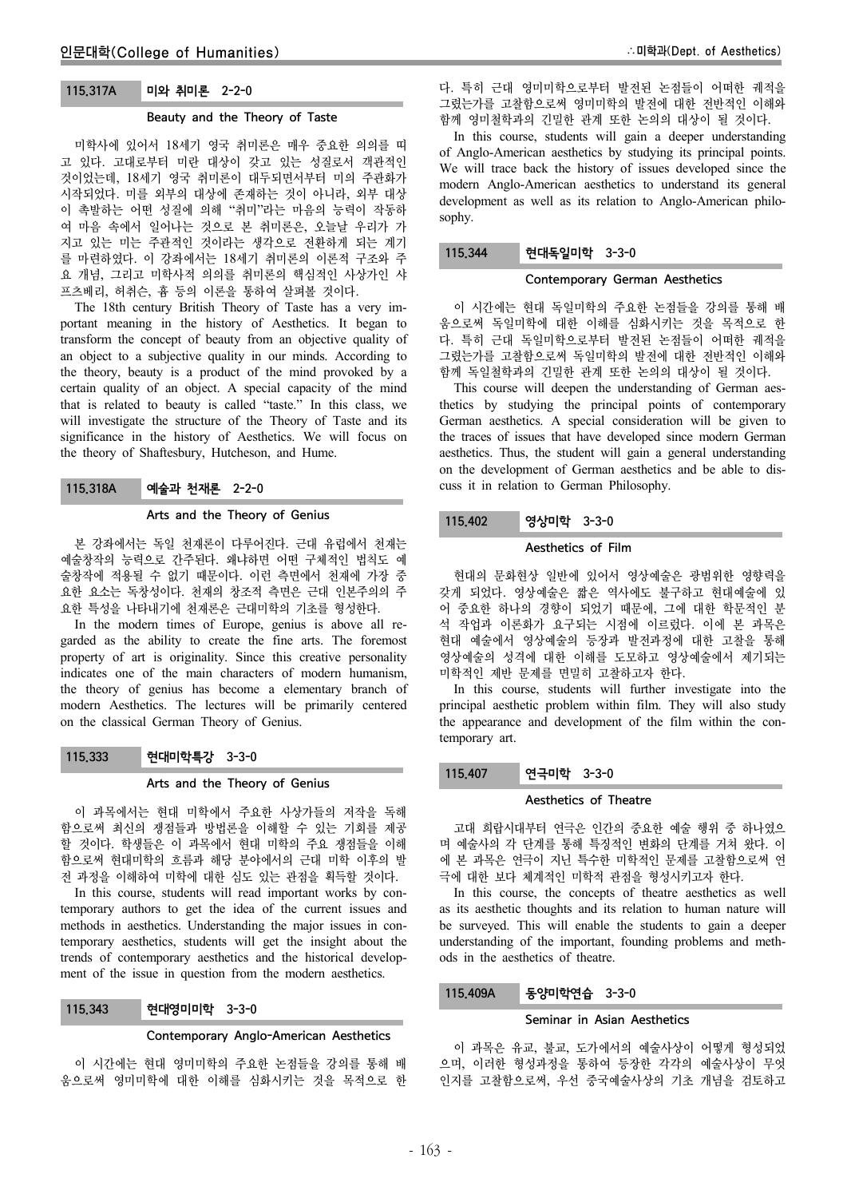### 115.317A 미와 취미론 2-2-0

#### Beauty and the Theory of Taste

미학사에 있어서 18세기 영국 취미론은 매우 중요한 의의를 띠고 있다. 고대로부터 미란 대상이 갖고 있는 성질로서 객관적인 것이었는데, 18세기 영국 취미론이 대두되면서부터 미의 주관화가 시작되었다. 미를 외부의 대상에 존재하는 것이 아니라, 외부 대상이 촉발하는 어떤 성질에 의해 "취미"라는 마음의 능력이 작동하여 마음 속에서 일어나는 것으로 본 취미론은, 오늘날 우리가 가지고 있는 미는 주관적인 것이라는 생각으로 전환하게 되는 계기를 마련하였다. 이 강좌에서는 18세기 취미론의 이론적 구조와 주요 개념, 그리고 미학사적 의의를 취미론의 핵심적인 사상가인 샤프츠베리, 허취슨, 흄 등의 이론을 통하여 살펴볼 것이다.

The 18th century British Theory of Taste has a very important meaning in the history of Aesthetics. It began to transform the concept of beauty from an objective quality of an object to a subjective quality in our minds. According to the theory, beauty is a product of the mind provoked by a certain quality of an object. A special capacity of the mind that is related to beauty is called "taste." In this class, we will investigate the structure of the Theory of Taste and its significance in the history of Aesthetics. We will focus on the theory of Shaftesbury, Hutcheson, and Hume.

### 115.318A 예술과 천재론 2-2-0

#### Arts and the Theory of Genius

본 강좌에서는 독일 천재론이 다루어진다. 근대 유럽에서 천재는 예술창작의 능력으로 간주된다. 왜냐하면 어떤 구체적인 법칙도 예술창작에 적용될 수 없기 때문이다. 이런 측면에서 천재에 가장 중요한 요소는 독창성이다. 천재의 창조적 측면은 근대 인본주의의 주요한 특성을 나타내기에 천재론은 근대미학의 기초를 형성한다.

In the modern times of Europe, genius is above all regarded as the ability to create the fine arts. The foremost property of art is originality. Since this creative personality indicates one of the main characters of modern humanism, the theory of genius has become a elementary branch of modern Aesthetics. The lectures will be primarily centered on the classical German Theory of Genius.

### 115.333 현대미학특강 3-3-0

#### Arts and the Theory of Genius

이 과목에서는 현대 미학에서 주요한 사상가들의 저작을 독해함으로써 최신의 쟁점들과 방법론을 이해할 수 있는 기회를 제공할 것이다. 학생들은 이 과목에서 현대 미학의 주요 쟁점들을 이해함으로써 현대미학의 흐름과 해당 분야에서의 근대 미학 이후의 발전 과정을 이해하여 미학에 대한 심도 있는 관점을 획득할 것이다.

In this course, students will read important works by contemporary authors to get the idea of the current issues and methods in aesthetics. Understanding the major issues in contemporary aesthetics, students will get the insight about the trends of contemporary aesthetics and the historical development of the issue in question from the modern aesthetics.

### 115.343 현대영미미학 3-3-0

#### Contemporary Anglo-American Aesthetics

이 시간에는 현대 영미미학의 주요한 논점들을 강의를 통해 배움으로써 영미미학에 대한 이해를 심화시키는 것을 목적으로 한다. 특히 근대 영미미학으로부터 발전된 논점들이 어떠한 궤적을 그렸는가를 고찰함으로써 영미미학의 발전에 대한 전반적인 이해와 함께 영미철학과의 긴밀한 관계 또한 논의의 대상이 될 것이다.

In this course, students will gain a deeper understanding of Anglo-American aesthetics by studying its principal points. We will trace back the history of issues developed since the modern Anglo-American aesthetics to understand its general development as well as its relation to Anglo-American philosophy.

### 115.344 현대독일미학 3-3-0

#### Contemporary German Aesthetics

이 시간에는 현대 독일미학의 주요한 논점들을 강의를 통해 배움으로써 독일미학에 대한 이해를 심화시키는 것을 목적으로 한다. 특히 근대 독일미학으로부터 발전된 논점들이 어떠한 궤적을 그렸는가를 고찰함으로써 독일미학의 발전에 대한 전반적인 이해와 함께 독일철학과의 긴밀한 관계 또한 논의의 대상이 될 것이다.

This course will deepen the understanding of German aesthetics by studying the principal points of contemporary German aesthetics. A special consideration will be given to the traces of issues that have developed since modern German aesthetics. Thus, the student will gain a general understanding on the development of German aesthetics and be able to discuss it in relation to German Philosophy.

### 115.402 영상미학 3-3-0

#### Aesthetics of Film

현대의 문화현상 일반에 있어서 영상예술은 광범위한 영향력을 갖게 되었다. 영상예술은 짧은 역사에도 불구하고 현대예술에 있어 중요한 하나의 경향이 되었기 때문에, 그에 대한 학문적인 분석 작업과 이론화가 요구되는 시점에 이르렀다. 이에 본 과목은 현대 예술에서 영상예술의 등장과 발전과정에 대한 고찰을 통해 영상예술의 성격에 대한 이해를 도모하고 영상예술에서 제기되는 미학적인 제반 문제를 면밀히 고찰하고자 한다.

In this course, students will further investigate into the principal aesthetic problem within film. They will also study the appearance and development of the film within the contemporary art.

### 115.407 연극미학 3-3-0

#### Aesthetics of Theatre

고대 희랍시대부터 연극은 인간의 중요한 예술 행위 중 하나였으며 예술사의 각 단계를 통해 특징적인 변화의 단계를 거쳐 왔다. 이에 본 과목은 연극이 지닌 특수한 미학적인 문제를 고찰함으로써 연극에 대한 보다 체계적인 미학적 관점을 형성시키고자 한다.

In this course, the concepts of theatre aesthetics as well as its aesthetic thoughts and its relation to human nature will be surveyed. This will enable the students to gain a deeper understanding of the important, founding problems and methods in the aesthetics of theatre.

### 115.409A 동양미학연습 3-3-0

#### Seminar in Asian Aesthetics

이 과목은 유교, 불교, 도가에서의 예술사상이 어떻게 형성되었으며, 이러한 형성과정을 통하여 등장한 각각의 예술사상이 무엇인지를 고찰함으로써, 우선 중국예술사상의 기초 개념을 검토하고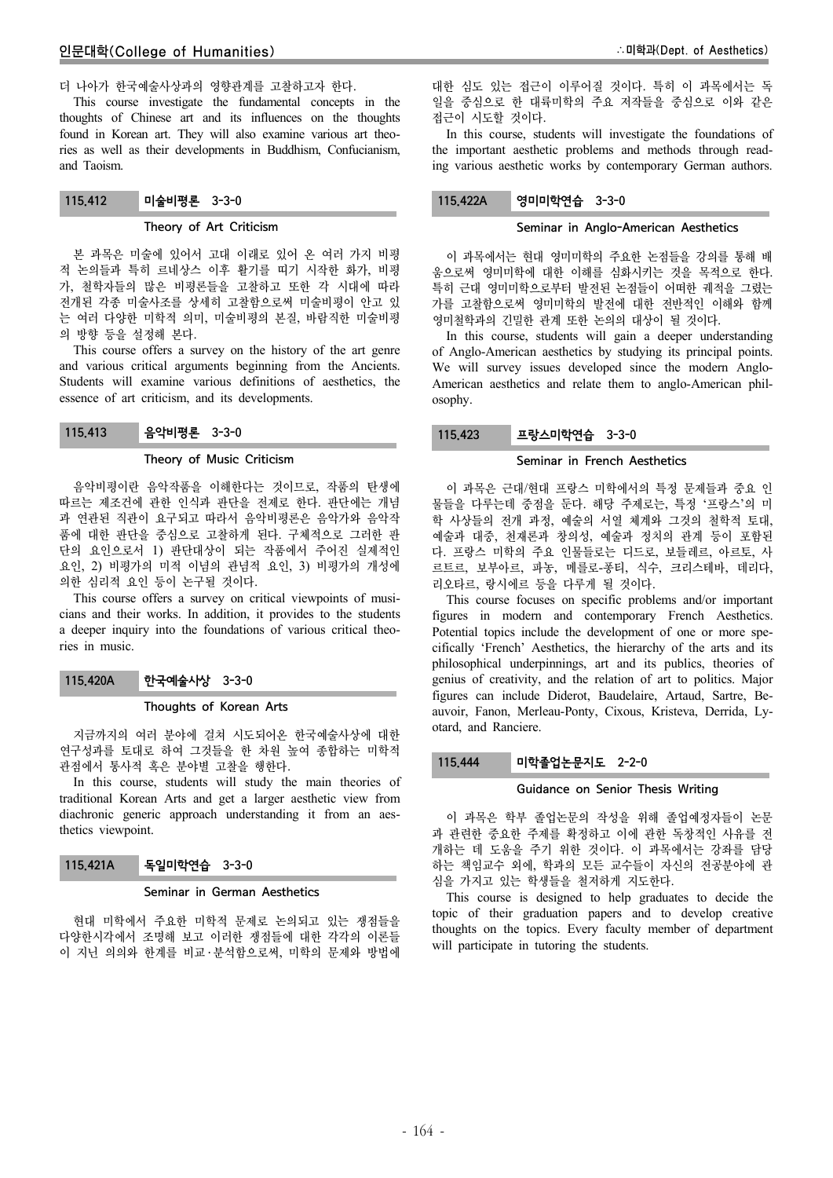더 나아가 한국예술사상과의 영향관계를 고찰하고자 한다.

This course investigate the fundamental concepts in the thoughts of Chinese art and its influences on the thoughts found in Korean art. They will also examine various art theories as well as their developments in Buddhism, Confucianism, and Taoism.

### 115.412 미술비평론 3-3-0

**Theory of Art Criticism**

본 과목은 미술에 있어서 고대 이래로 있어 온 여러 가지 비평적 논의들과 특히 르네상스 이후 활기를 띠기 시작한 화가, 비평가, 철학자들의 많은 비평론들을 고찰하고 또한 각 시대에 따라 전개된 각종 미술사조를 상세히 고찰함으로써 미술비평이 안고 있는 여러 다양한 미학적 의미, 미술비평의 본질, 바람직한 미술비평의 방향 등을 설정해 본다.

This course offers a survey on the history of the art genre and various critical arguments beginning from the Ancients. Students will examine various definitions of aesthetics, the essence of art criticism, and its developments.

### 115.413 음악비평론 3-3-0

**Theory of Music Criticism**

음악비평이란 음악작품을 이해한다는 것이므로, 작품의 탄생에 따르는 제조건에 관한 인식과 판단을 전제로 한다. 판단에는 개념과 연관된 직관이 요구되고 따라서 음악비평론은 음악가와 음악작품에 대한 판단을 중심으로 고찰하게 된다. 구체적으로 그러한 판단의 요인으로서 1) 판단대상이 되는 작품에서 주어진 실제적인 요인, 2) 비평가의 미적 이념의 관념적 요인, 3) 비평가의 개성에 의한 심리적 요인 등이 논구될 것이다.

This course offers a survey on critical viewpoints of musicians and their works. In addition, it provides to the students a deeper inquiry into the foundations of various critical theories in music.

### 115.420A 한국예술사상 3-3-0

**Thoughts of Korean Arts**

지금까지의 여러 분야에 걸쳐 시도되어온 한국예술사상에 대한 연구성과를 토대로 하여 그것들을 한 차원 높여 종합하는 미학적 관점에서 통사적 혹은 분야별 고찰을 행한다.

In this course, students will study the main theories of traditional Korean Arts and get a larger aesthetic view from diachronic generic approach understanding it from an aesthetics viewpoint.

### 115.421A 독일미학연습 3-3-0

**Seminar in German Aesthetics**

현대 미학에서 주요한 미학적 문제로 논의되고 있는 쟁점들을 다양한시각에서 조명해 보고 이러한 쟁점들에 대한 각각의 이론들이 지닌 의의와 한계를 비교·분석함으로써, 미학의 문제와 방법에 대한 심도 있는 접근이 이루어질 것이다. 특히 이 과목에서는 독일을 중심으로 한 대륙미학의 주요 저작들을 중심으로 이와 같은 접근이 시도할 것이다.

In this course, students will investigate the foundations of the important aesthetic problems and methods through reading various aesthetic works by contemporary German authors.

### 115.422A 영미미학연습 3-3-0

**Seminar in Anglo-American Aesthetics**

이 과목에서는 현대 영미미학의 주요한 논점들을 강의를 통해 배움으로써 영미미학에 대한 이해를 심화시키는 것을 목적으로 한다. 특히 근대 영미미학으로부터 발전된 논점들이 어떠한 궤적을 그렸는가를 고찰함으로써 영미미학의 발전에 대한 전반적인 이해와 함께 영미철학과의 긴밀한 관계 또한 논의의 대상이 될 것이다.

In this course, students will gain a deeper understanding of Anglo-American aesthetics by studying its principal points. We will survey issues developed since the modern Anglo-American aesthetics and relate them to anglo-American philosophy.

### 115.423 프랑스미학연습 3-3-0

**Seminar in French Aesthetics**

이 과목은 근대/현대 프랑스 미학에서의 특정 문제들과 중요 인물들을 다루는데 중점을 둔다. 해당 주제로는, 특정 '프랑스'의 미학 사상들의 전개 과정, 예술의 서열 체계와 그것의 철학적 토대, 예술과 대중, 천재론과 창의성, 예술과 정치의 관계 등이 포함된다. 프랑스 미학의 주요 인물들로는 디드로, 보들레르, 아르토, 사르트르, 보부아르, 파농, 메를로-퐁티, 식수, 크리스테바, 데리다, 리오타르, 랑시에르 등을 다루게 될 것이다.

This course focuses on specific problems and/or important figures in modern and contemporary French Aesthetics. Potential topics include the development of one or more specifically 'French' Aesthetics, the hierarchy of the arts and its philosophical underpinnings, art and its publics, theories of genius of creativity, and the relation of art to politics. Major figures can include Diderot, Baudelaire, Artaud, Sartre, Beauvoir, Fanon, Merleau-Ponty, Cixous, Kristeva, Derrida, Lyotard, and Ranciere.

### 115.444 미학졸업논문지도 2-2-0

**Guidance on Senior Thesis Writing**

이 과목은 학부 졸업논문의 작성을 위해 졸업예정자들이 논문과 관련한 중요한 주제를 확정하고 이에 관한 독창적인 사유를 전개하는 데 도움을 주기 위한 것이다. 이 과목에서는 강좌를 담당하는 책임교수 외에, 학과의 모든 교수들이 자신의 전공분야에 관심을 가지고 있는 학생들을 철저하게 지도한다.

This course is designed to help graduates to decide the topic of their graduation papers and to develop creative thoughts on the topics. Every faculty member of department will participate in tutoring the students.